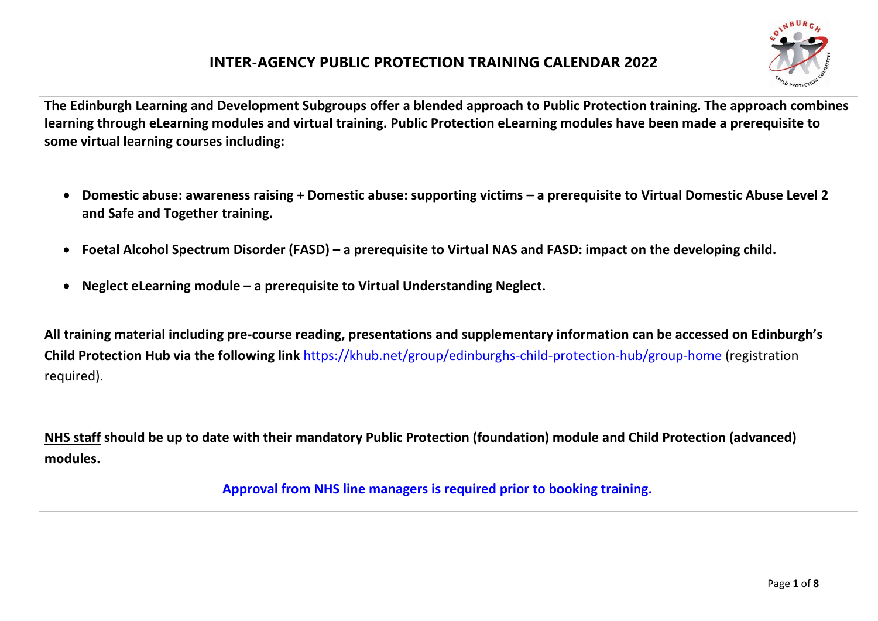# INTER-AGENCY PUBLIC PROTECTION TRAINING CALENDAR 2022

**The Edinburgh Learning and Development Subgroups offer a blended approach to Public Protection training. The approach combines learning through eLearning modules and virtual training. Public Protection eLearning modules have been made a prerequisite to some virtual learning courses including:**

- **Domestic abuse: awareness raising + Domestic abuse: supporting victims – a prerequisite to Virtual Domestic Abuse Level 2 and Safe and Together training.**
- **Foetal Alcohol Spectrum Disorder (FASD) – a prerequisite to Virtual NAS and FASD: impact on the developing child.**
- **Neglect eLearning module – a prerequisite to Virtual Understanding Neglect.**

**All training material including pre-course reading, presentations and supplementary information can be accessed on Edinburgh's Child Protection Hub via the following link** https://khub.net/group/edinburghs-child-protection-hub/group-home (registration required).

**NHS staff should be up to date with their mandatory Public Protection (foundation) module and Child Protection (advanced) modules.**

**Approval from NHS line managers is required prior to booking training.**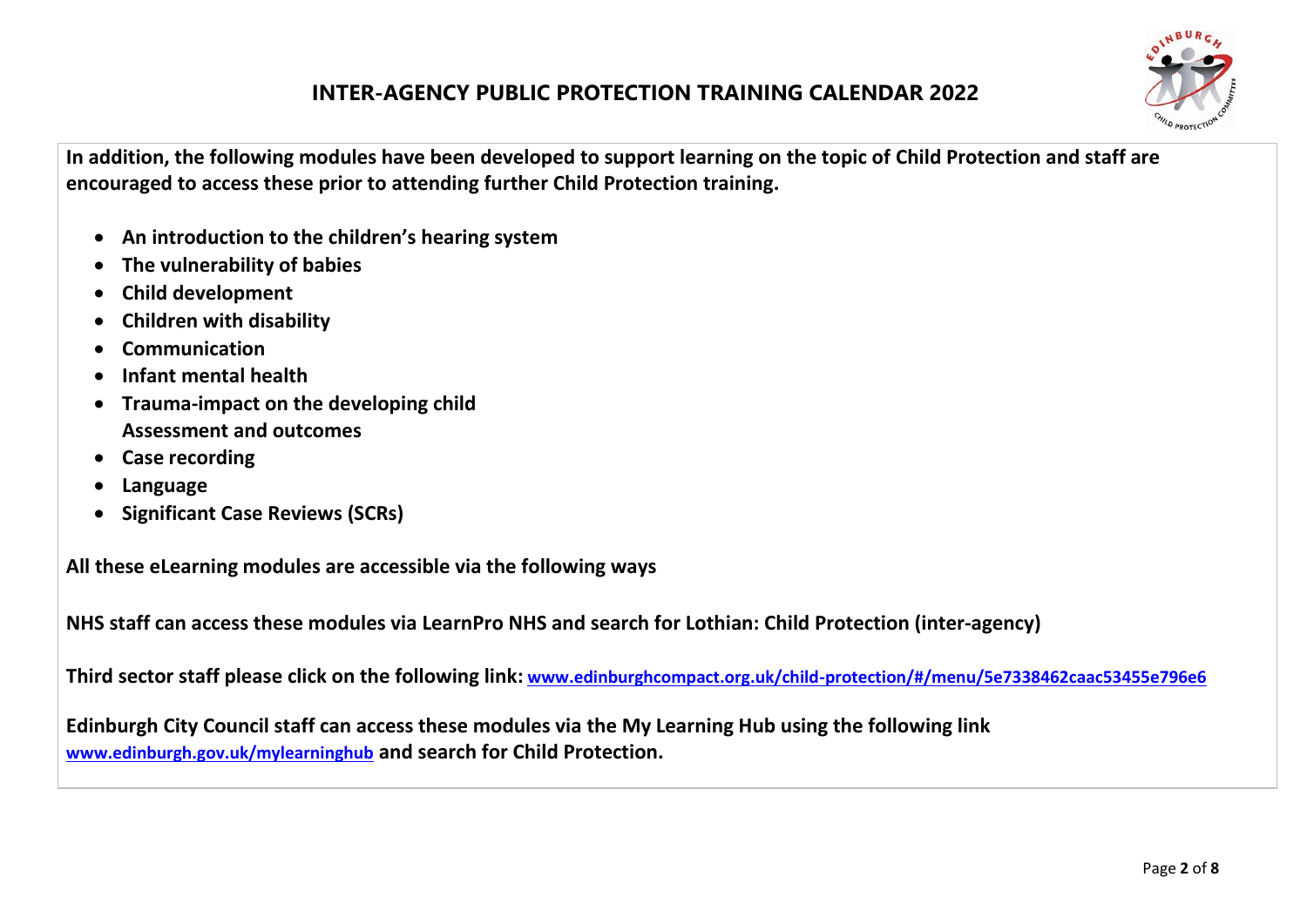# INTER-AGENCY PUBLIC PROTECTION TRAINING CALENDAR 2022

**In addition, the following modules have been developed to support learning on the topic of Child Protection and staff are encouraged to access these prior to attending further Child Protection training.**

- **An introduction to the children's hearing system**
- **The vulnerability of babies**
- **Child development**
- **Children with disability**
- **Communication**
- **Infant mental health**
- **Trauma-impact on the developing child**
  **Assessment and outcomes**
- **Case recording**
- **Language**
- **Significant Case Reviews (SCRs)**

**All these eLearning modules are accessible via the following ways**

**NHS staff can access these modules via LearnPro NHS and search for Lothian: Child Protection (inter-agency)**

**Third sector staff please click on the following link:** [www.edinburghcompact.org.uk/child-protection/#/menu/5e7338462caac53455e796e6](www.edinburghcompact.org.uk/child-protection/#/menu/5e7338462caac53455e796e6)

**Edinburgh City Council staff can access these modules via the My Learning Hub using the following link** [www.edinburgh.gov.uk/mylearninghub](www.edinburgh.gov.uk/mylearninghub) **and search for Child Protection.**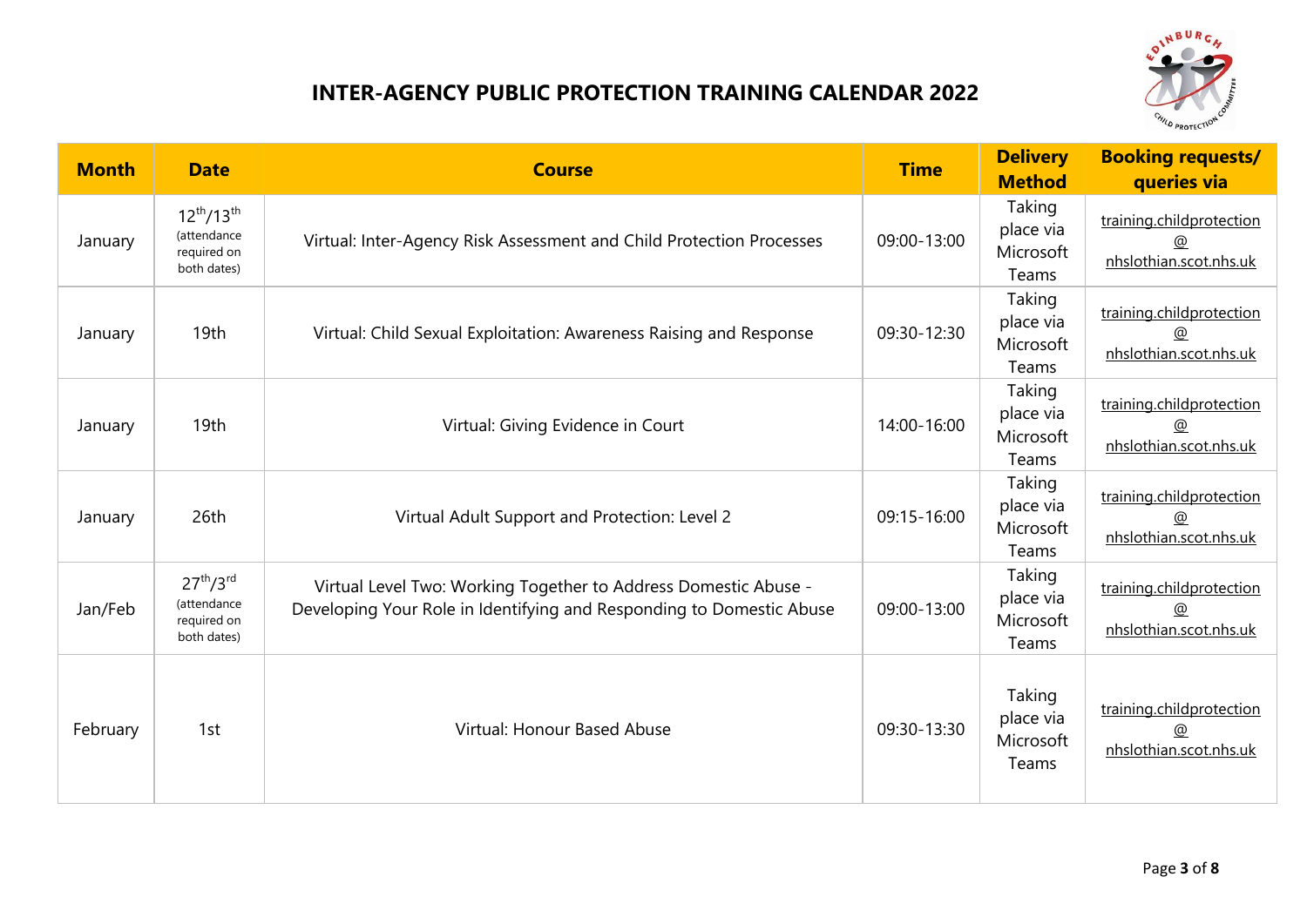# INTER-AGENCY PUBLIC PROTECTION TRAINING CALENDAR 2022

| Month | Date | Course | Time | Delivery Method | Booking requests/ queries via |
|---|---|---|---|---|---|
| January | 12th/13th (attendance required on both dates) | Virtual: Inter-Agency Risk Assessment and Child Protection Processes | 09:00-13:00 | Taking place via Microsoft Teams | training.childprotection@nhslothian.scot.nhs.uk |
| January | 19th | Virtual: Child Sexual Exploitation: Awareness Raising and Response | 09:30-12:30 | Taking place via Microsoft Teams | training.childprotection@nhslothian.scot.nhs.uk |
| January | 19th | Virtual: Giving Evidence in Court | 14:00-16:00 | Taking place via Microsoft Teams | training.childprotection@nhslothian.scot.nhs.uk |
| January | 26th | Virtual Adult Support and Protection: Level 2 | 09:15-16:00 | Taking place via Microsoft Teams | training.childprotection@nhslothian.scot.nhs.uk |
| Jan/Feb | 27th/3rd (attendance required on both dates) | Virtual Level Two: Working Together to Address Domestic Abuse - Developing Your Role in Identifying and Responding to Domestic Abuse | 09:00-13:00 | Taking place via Microsoft Teams | training.childprotection@nhslothian.scot.nhs.uk |
| February | 1st | Virtual: Honour Based Abuse | 09:30-13:30 | Taking place via Microsoft Teams | training.childprotection@nhslothian.scot.nhs.uk |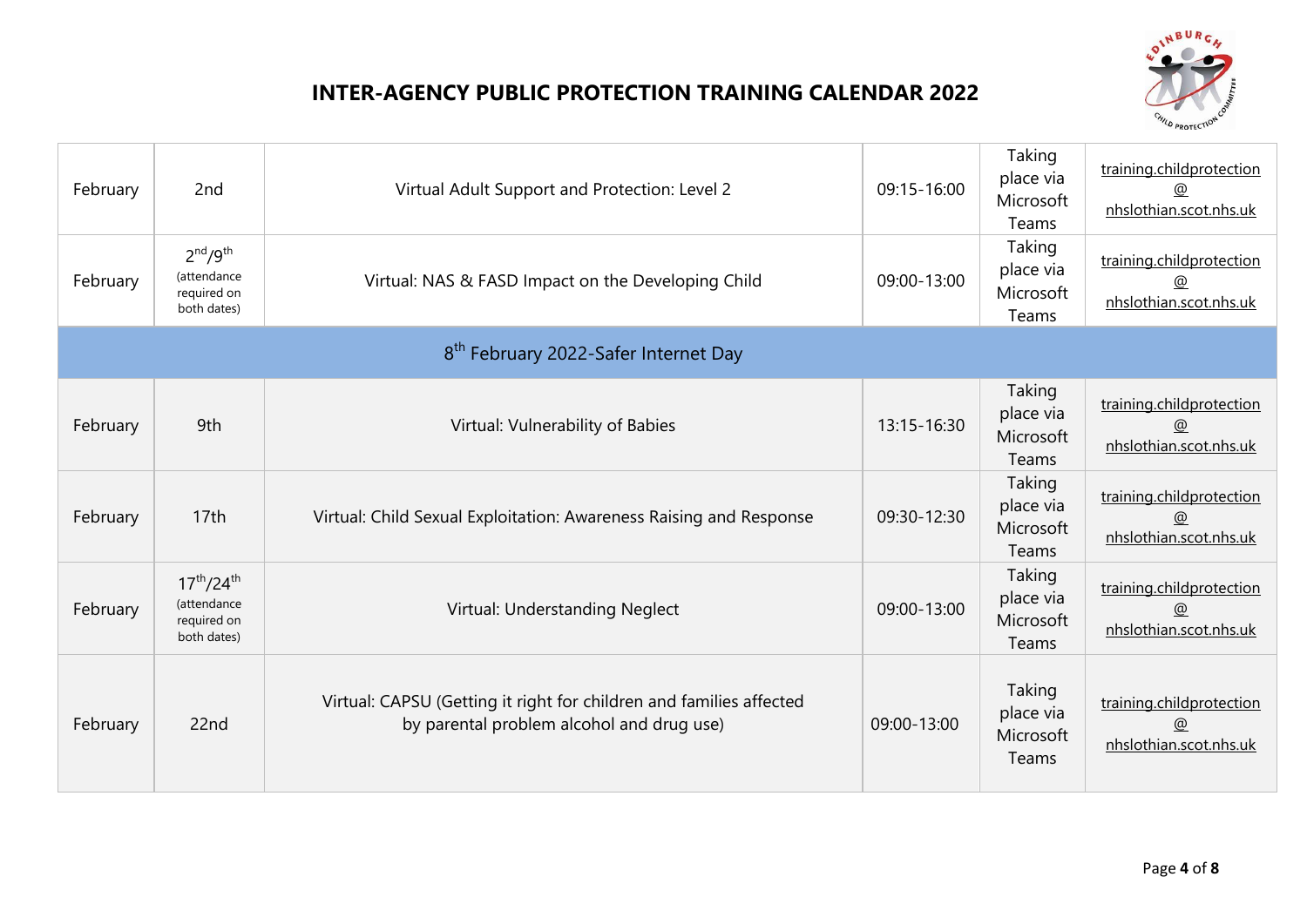# INTER-AGENCY PUBLIC PROTECTION TRAINING CALENDAR 2022

| | | | | | |
|---|---|---|---|---|---|
| February | 2nd | Virtual Adult Support and Protection: Level 2 | 09:15-16:00 | Taking place via Microsoft Teams | training.childprotection@nhslothian.scot.nhs.uk |
| February | 2nd/9th (attendance required on both dates) | Virtual: NAS & FASD Impact on the Developing Child | 09:00-13:00 | Taking place via Microsoft Teams | training.childprotection@nhslothian.scot.nhs.uk |
| 8th February 2022-Safer Internet Day | | | | | |
| February | 9th | Virtual: Vulnerability of Babies | 13:15-16:30 | Taking place via Microsoft Teams | training.childprotection@nhslothian.scot.nhs.uk |
| February | 17th | Virtual: Child Sexual Exploitation: Awareness Raising and Response | 09:30-12:30 | Taking place via Microsoft Teams | training.childprotection@nhslothian.scot.nhs.uk |
| February | 17th/24th (attendance required on both dates) | Virtual: Understanding Neglect | 09:00-13:00 | Taking place via Microsoft Teams | training.childprotection@nhslothian.scot.nhs.uk |
| February | 22nd | Virtual: CAPSU (Getting it right for children and families affected by parental problem alcohol and drug use) | 09:00-13:00 | Taking place via Microsoft Teams | training.childprotection@nhslothian.scot.nhs.uk |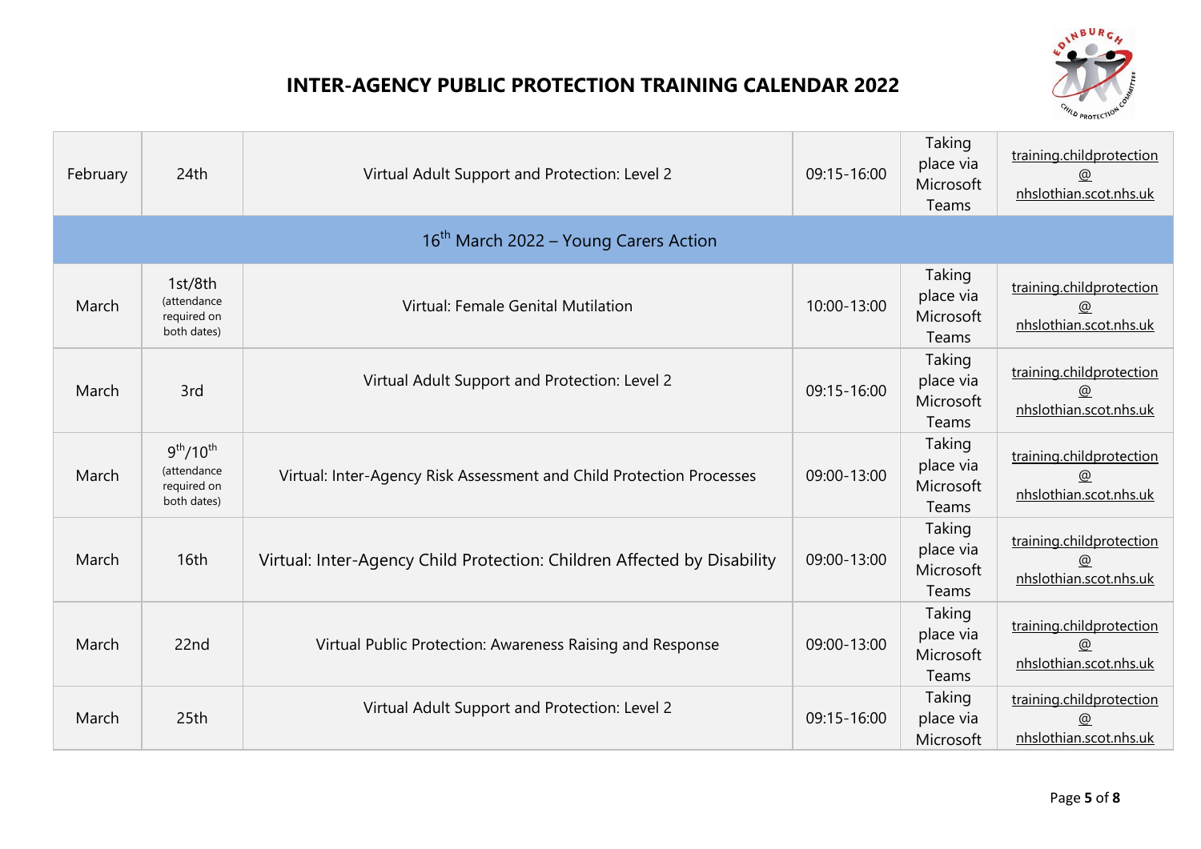# INTER-AGENCY PUBLIC PROTECTION TRAINING CALENDAR 2022

| | | | | | |
|---|---|---|---|---|---|
| February | 24th | Virtual Adult Support and Protection: Level 2 | 09:15-16:00 | Taking place via Microsoft Teams | training.childprotection@nhslothian.scot.nhs.uk |
| 16th March 2022 – Young Carers Action | | | | | |
| March | 1st/8th (attendance required on both dates) | Virtual: Female Genital Mutilation | 10:00-13:00 | Taking place via Microsoft Teams | training.childprotection@nhslothian.scot.nhs.uk |
| March | 3rd | Virtual Adult Support and Protection: Level 2 | 09:15-16:00 | Taking place via Microsoft Teams | training.childprotection@nhslothian.scot.nhs.uk |
| March | 9th/10th (attendance required on both dates) | Virtual: Inter-Agency Risk Assessment and Child Protection Processes | 09:00-13:00 | Taking place via Microsoft Teams | training.childprotection@nhslothian.scot.nhs.uk |
| March | 16th | Virtual: Inter-Agency Child Protection: Children Affected by Disability | 09:00-13:00 | Taking place via Microsoft Teams | training.childprotection@nhslothian.scot.nhs.uk |
| March | 22nd | Virtual Public Protection: Awareness Raising and Response | 09:00-13:00 | Taking place via Microsoft Teams | training.childprotection@nhslothian.scot.nhs.uk |
| March | 25th | Virtual Adult Support and Protection: Level 2 | 09:15-16:00 | Taking place via Microsoft | training.childprotection@nhslothian.scot.nhs.uk |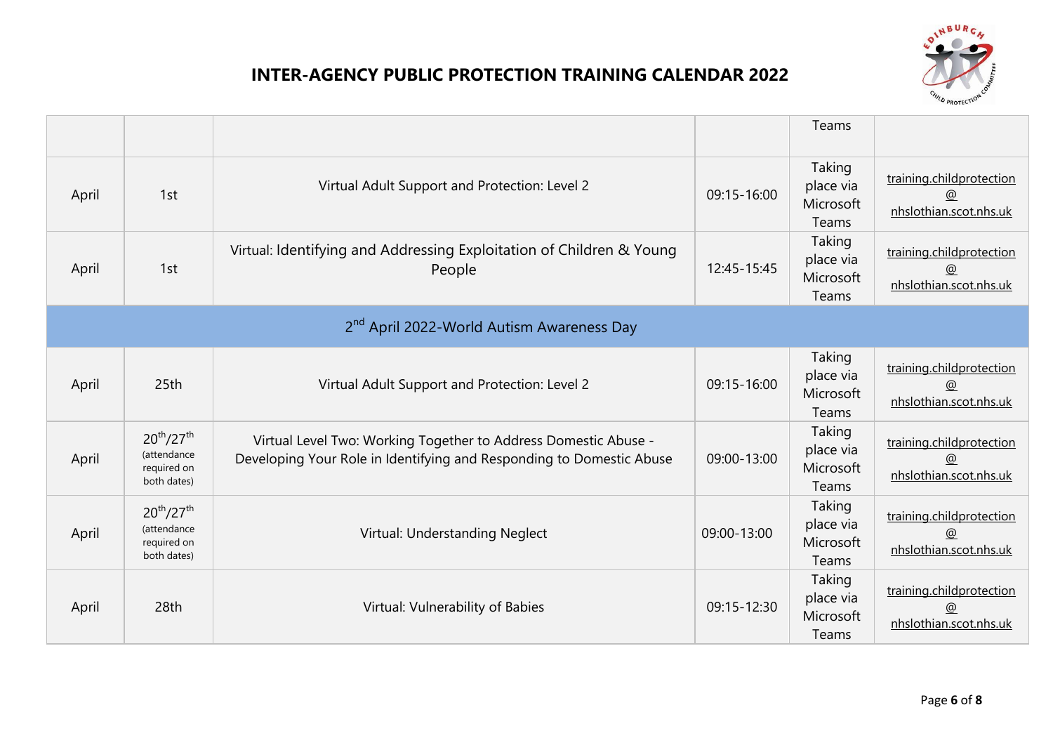# INTER-AGENCY PUBLIC PROTECTION TRAINING CALENDAR 2022

| | | | | | |
|---|---|---|---|---|---|
| | | | | Teams | |
| April | 1st | Virtual Adult Support and Protection: Level 2 | 09:15-16:00 | Taking place via Microsoft Teams | training.childprotection @ nhslothian.scot.nhs.uk |
| April | 1st | Virtual: Identifying and Addressing Exploitation of Children & Young People | 12:45-15:45 | Taking place via Microsoft Teams | training.childprotection @ nhslothian.scot.nhs.uk |
| 2nd April 2022-World Autism Awareness Day | | | | | |
| April | 25th | Virtual Adult Support and Protection: Level 2 | 09:15-16:00 | Taking place via Microsoft Teams | training.childprotection @ nhslothian.scot.nhs.uk |
| April | 20th/27th (attendance required on both dates) | Virtual Level Two: Working Together to Address Domestic Abuse - Developing Your Role in Identifying and Responding to Domestic Abuse | 09:00-13:00 | Taking place via Microsoft Teams | training.childprotection @ nhslothian.scot.nhs.uk |
| April | 20th/27th (attendance required on both dates) | Virtual: Understanding Neglect | 09:00-13:00 | Taking place via Microsoft Teams | training.childprotection @ nhslothian.scot.nhs.uk |
| April | 28th | Virtual: Vulnerability of Babies | 09:15-12:30 | Taking place via Microsoft Teams | training.childprotection @ nhslothian.scot.nhs.uk |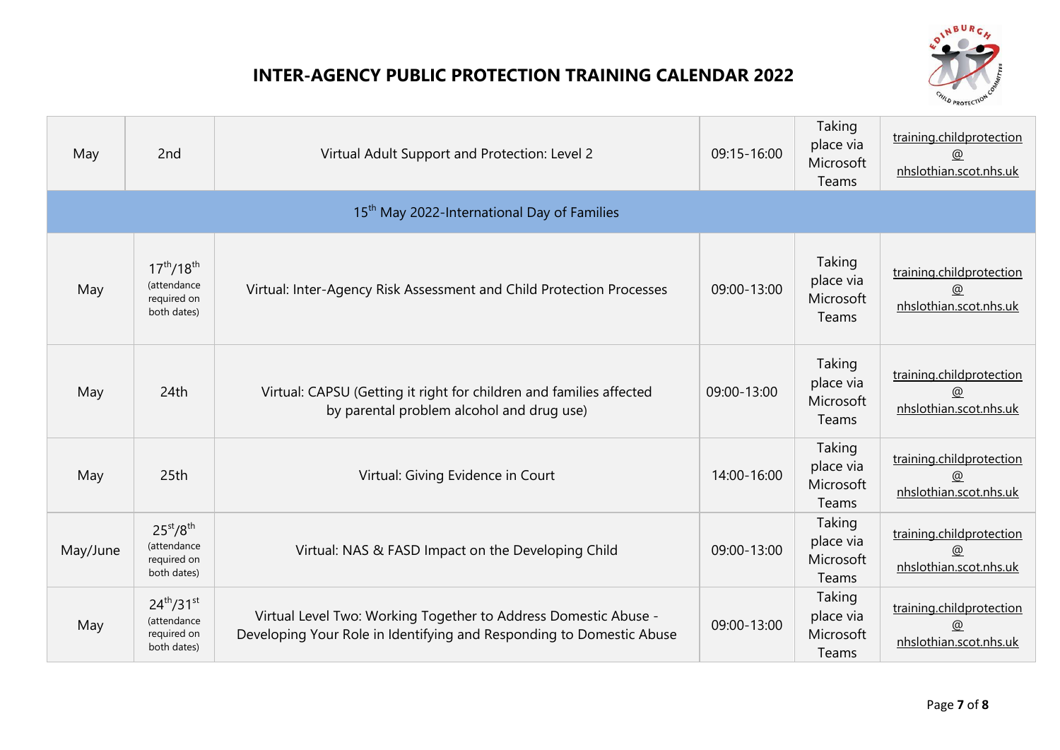# INTER-AGENCY PUBLIC PROTECTION TRAINING CALENDAR 2022

| Month | Date | Course | Time | Venue | Contact |
|---|---|---|---|---|---|
| May | 2nd | Virtual Adult Support and Protection: Level 2 | 09:15-16:00 | Taking place via Microsoft Teams | training.childprotection@nhslothian.scot.nhs.uk |
| 15th May 2022-International Day of Families | | | | | |
| May | 17th/18th (attendance required on both dates) | Virtual: Inter-Agency Risk Assessment and Child Protection Processes | 09:00-13:00 | Taking place via Microsoft Teams | training.childprotection@nhslothian.scot.nhs.uk |
| May | 24th | Virtual: CAPSU (Getting it right for children and families affected by parental problem alcohol and drug use) | 09:00-13:00 | Taking place via Microsoft Teams | training.childprotection@nhslothian.scot.nhs.uk |
| May | 25th | Virtual: Giving Evidence in Court | 14:00-16:00 | Taking place via Microsoft Teams | training.childprotection@nhslothian.scot.nhs.uk |
| May/June | 25st/8th (attendance required on both dates) | Virtual: NAS & FASD Impact on the Developing Child | 09:00-13:00 | Taking place via Microsoft Teams | training.childprotection@nhslothian.scot.nhs.uk |
| May | 24th/31st (attendance required on both dates) | Virtual Level Two: Working Together to Address Domestic Abuse - Developing Your Role in Identifying and Responding to Domestic Abuse | 09:00-13:00 | Taking place via Microsoft Teams | training.childprotection@nhslothian.scot.nhs.uk |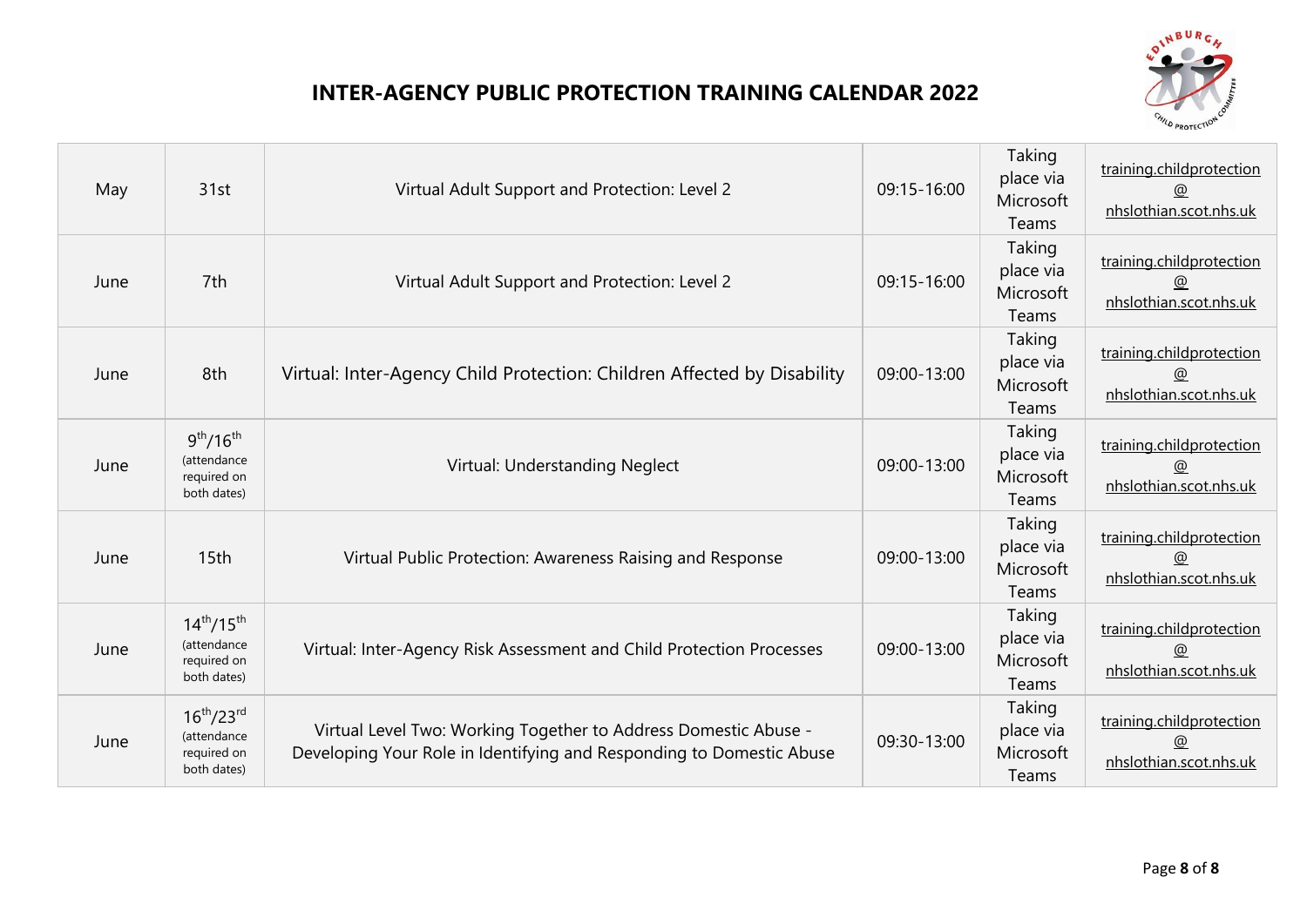# INTER-AGENCY PUBLIC PROTECTION TRAINING CALENDAR 2022

| | | | | | |
|---|---|---|---|---|---|
| May | 31st | Virtual Adult Support and Protection: Level 2 | 09:15-16:00 | Taking place via Microsoft Teams | training.childprotection@nhslothian.scot.nhs.uk |
| June | 7th | Virtual Adult Support and Protection: Level 2 | 09:15-16:00 | Taking place via Microsoft Teams | training.childprotection@nhslothian.scot.nhs.uk |
| June | 8th | Virtual: Inter-Agency Child Protection: Children Affected by Disability | 09:00-13:00 | Taking place via Microsoft Teams | training.childprotection@nhslothian.scot.nhs.uk |
| June | 9th/16th (attendance required on both dates) | Virtual: Understanding Neglect | 09:00-13:00 | Taking place via Microsoft Teams | training.childprotection@nhslothian.scot.nhs.uk |
| June | 15th | Virtual Public Protection: Awareness Raising and Response | 09:00-13:00 | Taking place via Microsoft Teams | training.childprotection@nhslothian.scot.nhs.uk |
| June | 14th/15th (attendance required on both dates) | Virtual: Inter-Agency Risk Assessment and Child Protection Processes | 09:00-13:00 | Taking place via Microsoft Teams | training.childprotection@nhslothian.scot.nhs.uk |
| June | 16th/23rd (attendance required on both dates) | Virtual Level Two: Working Together to Address Domestic Abuse - Developing Your Role in Identifying and Responding to Domestic Abuse | 09:30-13:00 | Taking place via Microsoft Teams | training.childprotection@nhslothian.scot.nhs.uk |